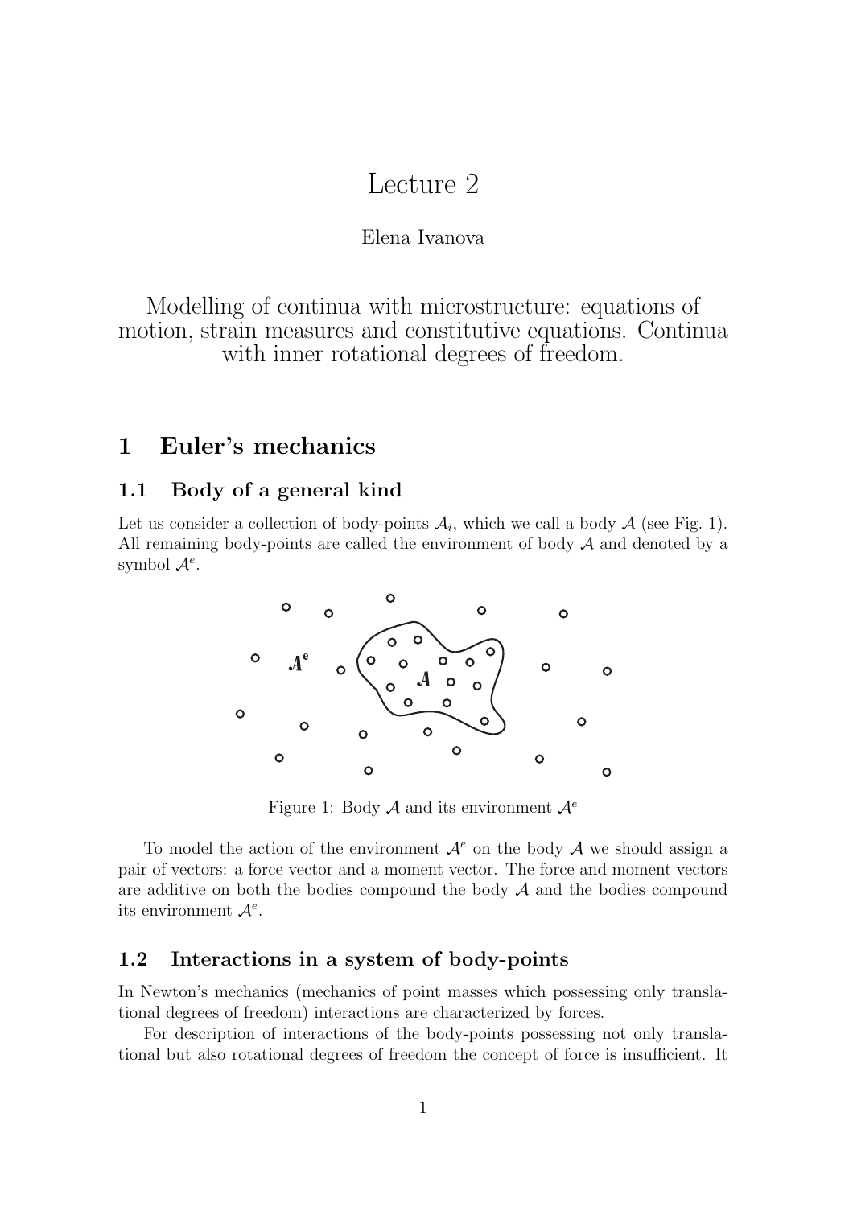# Lecture 2

Elena Ivanova

Modelling of continua with microstructure: equations of motion, strain measures and constitutive equations. Continua with inner rotational degrees of freedom.

## 1 Euler's mechanics

### 1.1 Body of a general kind

Let us consider a collection of body-points $\mathcal{A}_i$, which we call a body $\mathcal{A}$ (see Fig. 1). All remaining body-points are called the environment of body $\mathcal{A}$ and denoted by a symbol $\mathcal{A}^e$.

Figure 1: Body $\mathcal{A}$ and its environment $\mathcal{A}^e$

To model the action of the environment $\mathcal{A}^e$ on the body $\mathcal{A}$ we should assign a pair of vectors: a force vector and a moment vector. The force and moment vectors are additive on both the bodies compound the body $\mathcal{A}$ and the bodies compound its environment $\mathcal{A}^e$.

### 1.2 Interactions in a system of body-points

In Newton's mechanics (mechanics of point masses which possessing only translational degrees of freedom) interactions are characterized by forces.

For description of interactions of the body-points possessing not only translational but also rotational degrees of freedom the concept of force is insufficient. It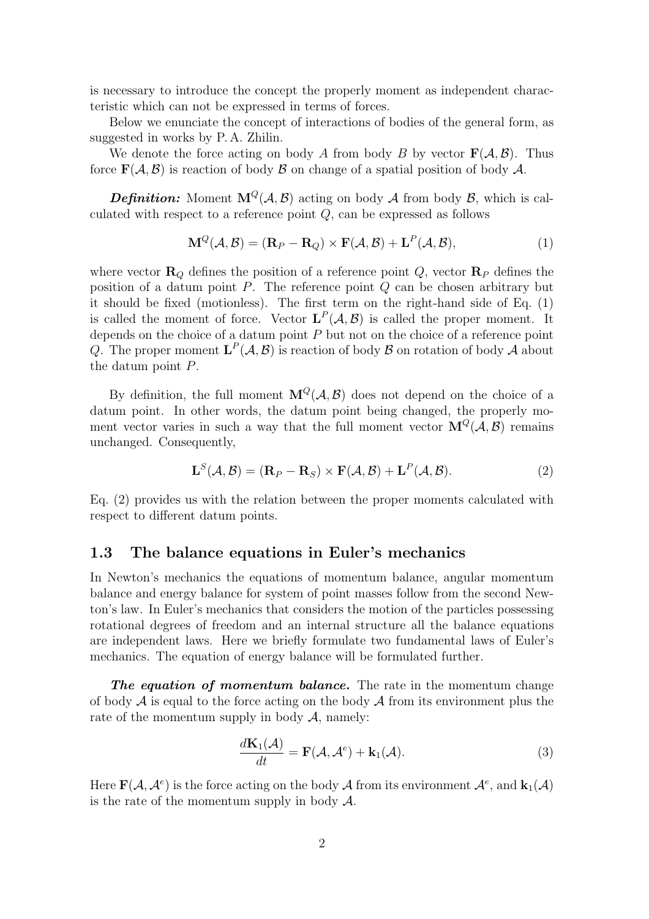is necessary to introduce the concept the properly moment as independent characteristic which can not be expressed in terms of forces.

Below we enunciate the concept of interactions of bodies of the general form, as suggested in works by P. A. Zhilin.

We denote the force acting on body $A$ from body $B$ by vector $\mathbf{F}(\mathcal{A}, \mathcal{B})$. Thus force $\mathbf{F}(\mathcal{A}, \mathcal{B})$ is reaction of body $\mathcal{B}$ on change of a spatial position of body $\mathcal{A}$.

***Definition:*** Moment $\mathbf{M}^Q(\mathcal{A}, \mathcal{B})$ acting on body $\mathcal{A}$ from body $\mathcal{B}$, which is calculated with respect to a reference point $Q$, can be expressed as follows

$$\mathbf{M}^Q(\mathcal{A}, \mathcal{B}) = (\mathbf{R}_P - \mathbf{R}_Q) \times \mathbf{F}(\mathcal{A}, \mathcal{B}) + \mathbf{L}^P(\mathcal{A}, \mathcal{B}), \tag{1}$$

where vector $\mathbf{R}_Q$ defines the position of a reference point $Q$, vector $\mathbf{R}_P$ defines the position of a datum point $P$. The reference point $Q$ can be chosen arbitrary but it should be fixed (motionless). The first term on the right-hand side of Eq. (1) is called the moment of force. Vector $\mathbf{L}^P(\mathcal{A}, \mathcal{B})$ is called the proper moment. It depends on the choice of a datum point $P$ but not on the choice of a reference point $Q$. The proper moment $\mathbf{L}^P(\mathcal{A}, \mathcal{B})$ is reaction of body $\mathcal{B}$ on rotation of body $\mathcal{A}$ about the datum point $P$.

By definition, the full moment $\mathbf{M}^Q(\mathcal{A}, \mathcal{B})$ does not depend on the choice of a datum point. In other words, the datum point being changed, the properly moment vector varies in such a way that the full moment vector $\mathbf{M}^Q(\mathcal{A}, \mathcal{B})$ remains unchanged. Consequently,

$$\mathbf{L}^S(\mathcal{A}, \mathcal{B}) = (\mathbf{R}_P - \mathbf{R}_S) \times \mathbf{F}(\mathcal{A}, \mathcal{B}) + \mathbf{L}^P(\mathcal{A}, \mathcal{B}). \tag{2}$$

Eq. (2) provides us with the relation between the proper moments calculated with respect to different datum points.

### 1.3 The balance equations in Euler's mechanics

In Newton's mechanics the equations of momentum balance, angular momentum balance and energy balance for system of point masses follow from the second Newton's law. In Euler's mechanics that considers the motion of the particles possessing rotational degrees of freedom and an internal structure all the balance equations are independent laws. Here we briefly formulate two fundamental laws of Euler's mechanics. The equation of energy balance will be formulated further.

***The equation of momentum balance.*** The rate in the momentum change of body $\mathcal{A}$ is equal to the force acting on the body $\mathcal{A}$ from its environment plus the rate of the momentum supply in body $\mathcal{A}$, namely:

$$\frac{d\mathbf{K}_1(\mathcal{A})}{dt} = \mathbf{F}(\mathcal{A}, \mathcal{A}^e) + \mathbf{k}_1(\mathcal{A}). \tag{3}$$

Here $\mathbf{F}(\mathcal{A}, \mathcal{A}^e)$ is the force acting on the body $\mathcal{A}$ from its environment $\mathcal{A}^e$, and $\mathbf{k}_1(\mathcal{A})$ is the rate of the momentum supply in body $\mathcal{A}$.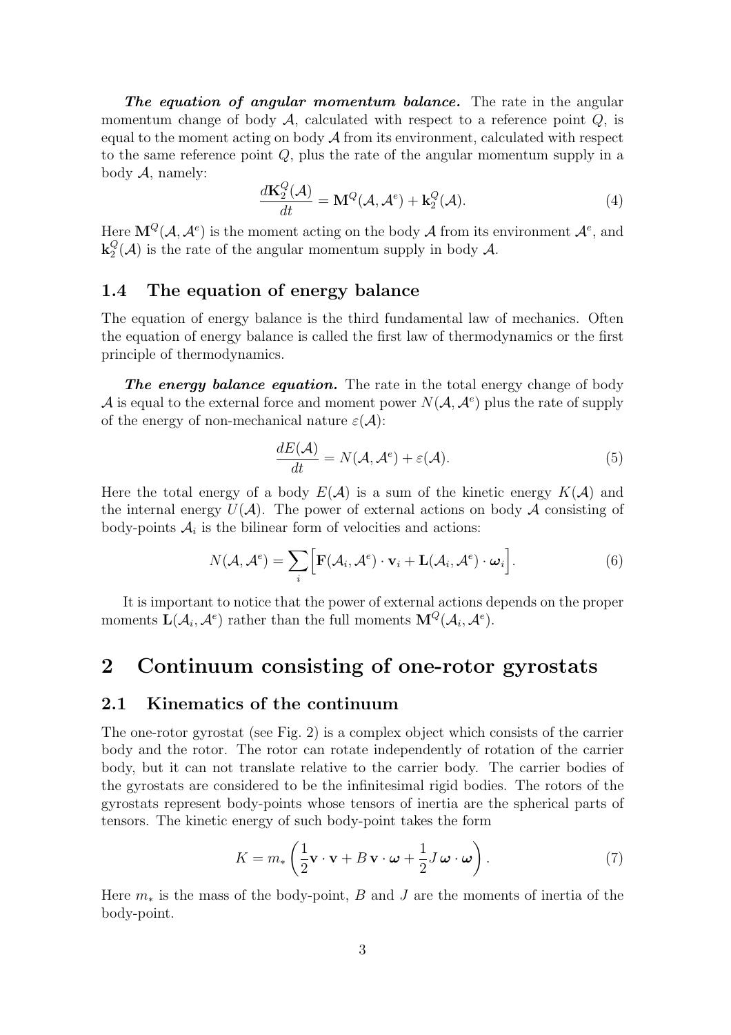***The equation of angular momentum balance.*** The rate in the angular momentum change of body $\mathcal{A}$, calculated with respect to a reference point $Q$, is equal to the moment acting on body $\mathcal{A}$ from its environment, calculated with respect to the same reference point $Q$, plus the rate of the angular momentum supply in a body $\mathcal{A}$, namely:

$$\frac{d\mathbf{K}_2^Q(\mathcal{A})}{dt} = \mathbf{M}^Q(\mathcal{A}, \mathcal{A}^e) + \mathbf{k}_2^Q(\mathcal{A}). \tag{4}$$

Here $\mathbf{M}^Q(\mathcal{A}, \mathcal{A}^e)$ is the moment acting on the body $\mathcal{A}$ from its environment $\mathcal{A}^e$, and $\mathbf{k}_2^Q(\mathcal{A})$ is the rate of the angular momentum supply in body $\mathcal{A}$.

### 1.4 The equation of energy balance

The equation of energy balance is the third fundamental law of mechanics. Often the equation of energy balance is called the first law of thermodynamics or the first principle of thermodynamics.

***The energy balance equation.*** The rate in the total energy change of body $\mathcal{A}$ is equal to the external force and moment power $N(\mathcal{A}, \mathcal{A}^e)$ plus the rate of supply of the energy of non-mechanical nature $\varepsilon(\mathcal{A})$:

$$\frac{dE(\mathcal{A})}{dt} = N(\mathcal{A}, \mathcal{A}^e) + \varepsilon(\mathcal{A}). \tag{5}$$

Here the total energy of a body $E(\mathcal{A})$ is a sum of the kinetic energy $K(\mathcal{A})$ and the internal energy $U(\mathcal{A})$. The power of external actions on body $\mathcal{A}$ consisting of body-points $\mathcal{A}_i$ is the bilinear form of velocities and actions:

$$N(\mathcal{A}, \mathcal{A}^e) = \sum_i \Big[\mathbf{F}(\mathcal{A}_i, \mathcal{A}^e) \cdot \mathbf{v}_i + \mathbf{L}(\mathcal{A}_i, \mathcal{A}^e) \cdot \boldsymbol{\omega}_i\Big]. \tag{6}$$

It is important to notice that the power of external actions depends on the proper moments $\mathbf{L}(\mathcal{A}_i, \mathcal{A}^e)$ rather than the full moments $\mathbf{M}^Q(\mathcal{A}_i, \mathcal{A}^e)$.

## 2 Continuum consisting of one-rotor gyrostats

### 2.1 Kinematics of the continuum

The one-rotor gyrostat (see Fig. 2) is a complex object which consists of the carrier body and the rotor. The rotor can rotate independently of rotation of the carrier body, but it can not translate relative to the carrier body. The carrier bodies of the gyrostats are considered to be the infinitesimal rigid bodies. The rotors of the gyrostats represent body-points whose tensors of inertia are the spherical parts of tensors. The kinetic energy of such body-point takes the form

$$K = m_* \left( \frac{1}{2}\mathbf{v} \cdot \mathbf{v} + B\, \mathbf{v} \cdot \boldsymbol{\omega} + \frac{1}{2} J\, \boldsymbol{\omega} \cdot \boldsymbol{\omega} \right). \tag{7}$$

Here $m_*$ is the mass of the body-point, $B$ and $J$ are the moments of inertia of the body-point.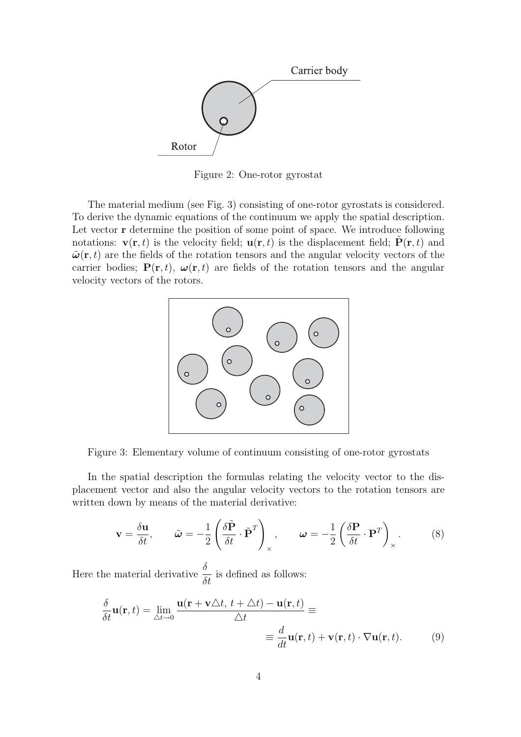Figure 2: One-rotor gyrostat

The material medium (see Fig. 3) consisting of one-rotor gyrostats is considered. To derive the dynamic equations of the continuum we apply the spatial description. Let vector $\mathbf{r}$ determine the position of some point of space. We introduce following notations: $\mathbf{v}(\mathbf{r},t)$ is the velocity field; $\mathbf{u}(\mathbf{r},t)$ is the displacement field; $\tilde{\mathbf{P}}(\mathbf{r},t)$ and $\tilde{\boldsymbol{\omega}}(\mathbf{r},t)$ are the fields of the rotation tensors and the angular velocity vectors of the carrier bodies; $\mathbf{P}(\mathbf{r},t)$, $\boldsymbol{\omega}(\mathbf{r},t)$ are fields of the rotation tensors and the angular velocity vectors of the rotors.

Figure 3: Elementary volume of continuum consisting of one-rotor gyrostats

In the spatial description the formulas relating the velocity vector to the displacement vector and also the angular velocity vectors to the rotation tensors are written down by means of the material derivative:

$$\mathbf{v} = \frac{\delta \mathbf{u}}{\delta t}, \qquad \tilde{\boldsymbol{\omega}} = -\frac{1}{2}\left(\frac{\delta \tilde{\mathbf{P}}}{\delta t} \cdot \tilde{\mathbf{P}}^T\right)_{\times}, \qquad \boldsymbol{\omega} = -\frac{1}{2}\left(\frac{\delta \mathbf{P}}{\delta t} \cdot \mathbf{P}^T\right)_{\times}. \tag{8}$$

Here the material derivative $\dfrac{\delta}{\delta t}$ is defined as follows:

$$\frac{\delta}{\delta t}\mathbf{u}(\mathbf{r},t) = \lim_{\triangle t \to 0} \frac{\mathbf{u}(\mathbf{r} + \mathbf{v}\triangle t,\, t + \triangle t) - \mathbf{u}(\mathbf{r},t)}{\triangle t} \equiv \equiv \frac{d}{dt}\mathbf{u}(\mathbf{r},t) + \mathbf{v}(\mathbf{r},t) \cdot \nabla \mathbf{u}(\mathbf{r},t). \tag{9}$$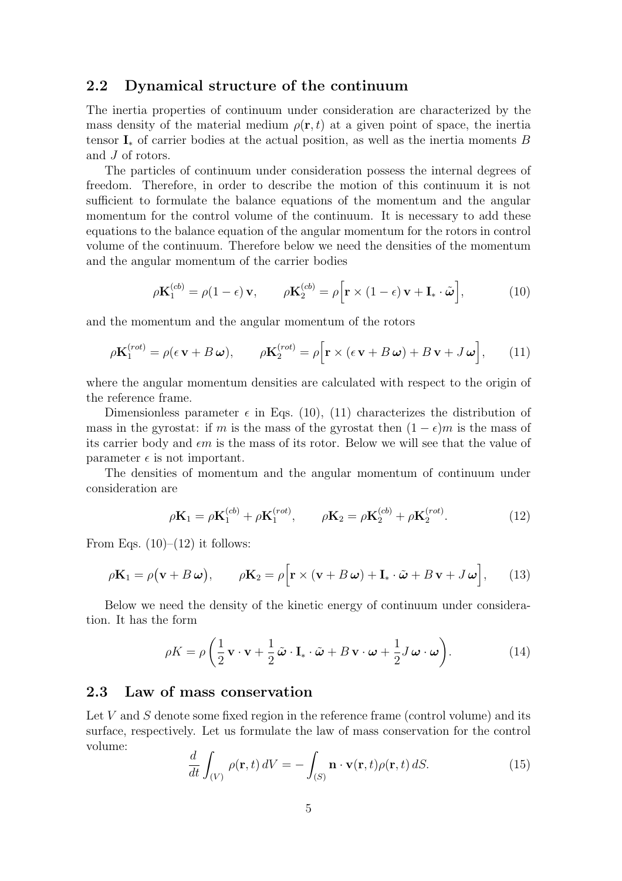## 2.2 Dynamical structure of the continuum

The inertia properties of continuum under consideration are characterized by the mass density of the material medium $\rho(\mathbf{r},t)$ at a given point of space, the inertia tensor $\mathbf{I}_*$ of carrier bodies at the actual position, as well as the inertia moments $B$ and $J$ of rotors.

The particles of continuum under consideration possess the internal degrees of freedom. Therefore, in order to describe the motion of this continuum it is not sufficient to formulate the balance equations of the momentum and the angular momentum for the control volume of the continuum. It is necessary to add these equations to the balance equation of the angular momentum for the rotors in control volume of the continuum. Therefore below we need the densities of the momentum and the angular momentum of the carrier bodies

$$\rho\mathbf{K}_1^{(cb)} = \rho(1-\epsilon)\,\mathbf{v}, \qquad \rho\mathbf{K}_2^{(cb)} = \rho\Big[\mathbf{r}\times(1-\epsilon)\,\mathbf{v} + \mathbf{I}_*\cdot\tilde{\boldsymbol{\omega}}\Big], \tag{10}$$

and the momentum and the angular momentum of the rotors

$$\rho\mathbf{K}_1^{(rot)} = \rho(\epsilon\,\mathbf{v} + B\,\boldsymbol{\omega}), \qquad \rho\mathbf{K}_2^{(rot)} = \rho\Big[\mathbf{r}\times(\epsilon\,\mathbf{v} + B\,\boldsymbol{\omega}) + B\,\mathbf{v} + J\,\boldsymbol{\omega}\Big], \tag{11}$$

where the angular momentum densities are calculated with respect to the origin of the reference frame.

Dimensionless parameter $\epsilon$ in Eqs. (10), (11) characterizes the distribution of mass in the gyrostat: if $m$ is the mass of the gyrostat then $(1-\epsilon)m$ is the mass of its carrier body and $\epsilon m$ is the mass of its rotor. Below we will see that the value of parameter $\epsilon$ is not important.

The densities of momentum and the angular momentum of continuum under consideration are

$$\rho\mathbf{K}_1 = \rho\mathbf{K}_1^{(cb)} + \rho\mathbf{K}_1^{(rot)}, \qquad \rho\mathbf{K}_2 = \rho\mathbf{K}_2^{(cb)} + \rho\mathbf{K}_2^{(rot)}. \tag{12}$$

From Eqs. (10)–(12) it follows:

$$\rho\mathbf{K}_1 = \rho\big(\mathbf{v} + B\,\boldsymbol{\omega}\big), \qquad \rho\mathbf{K}_2 = \rho\Big[\mathbf{r}\times(\mathbf{v} + B\,\boldsymbol{\omega}) + \mathbf{I}_*\cdot\tilde{\boldsymbol{\omega}} + B\,\mathbf{v} + J\,\boldsymbol{\omega}\Big], \tag{13}$$

Below we need the density of the kinetic energy of continuum under consideration. It has the form

$$\rho K = \rho\left(\frac{1}{2}\,\mathbf{v}\cdot\mathbf{v} + \frac{1}{2}\,\tilde{\boldsymbol{\omega}}\cdot\mathbf{I}_*\cdot\tilde{\boldsymbol{\omega}} + B\,\mathbf{v}\cdot\boldsymbol{\omega} + \frac{1}{2}J\,\boldsymbol{\omega}\cdot\boldsymbol{\omega}\right). \tag{14}$$

## 2.3 Law of mass conservation

Let $V$ and $S$ denote some fixed region in the reference frame (control volume) and its surface, respectively. Let us formulate the law of mass conservation for the control volume:

$$\frac{d}{dt}\int_{(V)}\rho(\mathbf{r},t)\,dV = -\int_{(S)}\mathbf{n}\cdot\mathbf{v}(\mathbf{r},t)\rho(\mathbf{r},t)\,dS. \tag{15}$$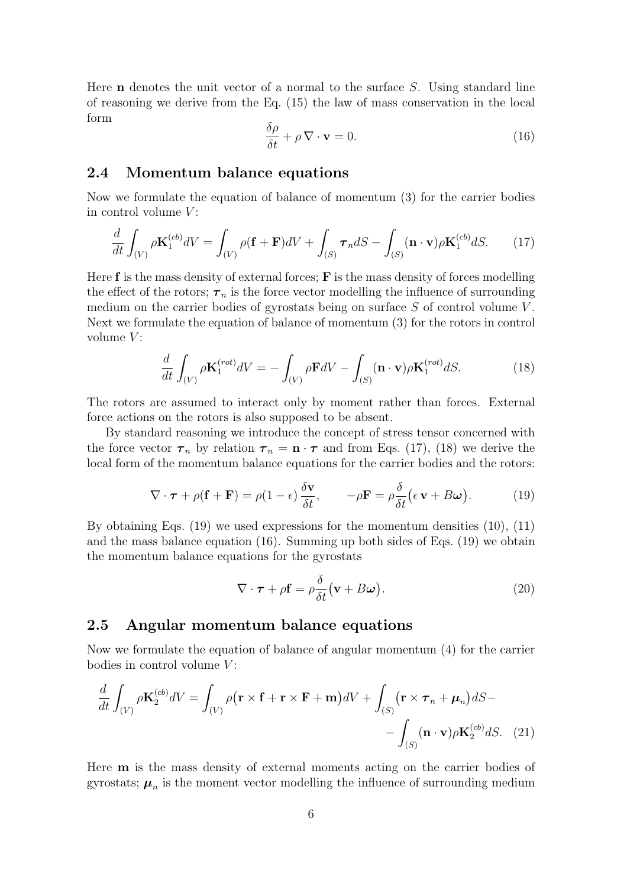Here $\mathbf{n}$ denotes the unit vector of a normal to the surface $S$. Using standard line of reasoning we derive from the Eq. (15) the law of mass conservation in the local form

$$\frac{\delta \rho}{\delta t} + \rho \, \nabla \cdot \mathbf{v} = 0. \tag{16}$$

### 2.4 Momentum balance equations

Now we formulate the equation of balance of momentum (3) for the carrier bodies in control volume $V$:

$$\frac{d}{dt} \int_{(V)} \rho \mathbf{K}_1^{(cb)} dV = \int_{(V)} \rho (\mathbf{f} + \mathbf{F}) dV + \int_{(S)} \boldsymbol{\tau}_n dS - \int_{(S)} (\mathbf{n} \cdot \mathbf{v}) \rho \mathbf{K}_1^{(cb)} dS. \tag{17}$$

Here $\mathbf{f}$ is the mass density of external forces; $\mathbf{F}$ is the mass density of forces modelling the effect of the rotors; $\boldsymbol{\tau}_n$ is the force vector modelling the influence of surrounding medium on the carrier bodies of gyrostats being on surface $S$ of control volume $V$. Next we formulate the equation of balance of momentum (3) for the rotors in control volume $V$:

$$\frac{d}{dt} \int_{(V)} \rho \mathbf{K}_1^{(rot)} dV = - \int_{(V)} \rho \mathbf{F} dV - \int_{(S)} (\mathbf{n} \cdot \mathbf{v}) \rho \mathbf{K}_1^{(rot)} dS. \tag{18}$$

The rotors are assumed to interact only by moment rather than forces. External force actions on the rotors is also supposed to be absent.

By standard reasoning we introduce the concept of stress tensor concerned with the force vector $\boldsymbol{\tau}_n$ by relation $\boldsymbol{\tau}_n = \mathbf{n} \cdot \boldsymbol{\tau}$ and from Eqs. (17), (18) we derive the local form of the momentum balance equations for the carrier bodies and the rotors:

$$\nabla \cdot \boldsymbol{\tau} + \rho(\mathbf{f} + \mathbf{F}) = \rho (1 - \epsilon) \frac{\delta \mathbf{v}}{\delta t}, \qquad -\rho \mathbf{F} = \rho \frac{\delta}{\delta t} \big( \epsilon \, \mathbf{v} + B \boldsymbol{\omega} \big). \tag{19}$$

By obtaining Eqs. (19) we used expressions for the momentum densities (10), (11) and the mass balance equation (16). Summing up both sides of Eqs. (19) we obtain the momentum balance equations for the gyrostats

$$\nabla \cdot \boldsymbol{\tau} + \rho \mathbf{f} = \rho \frac{\delta}{\delta t} \big( \mathbf{v} + B \boldsymbol{\omega} \big). \tag{20}$$

### 2.5 Angular momentum balance equations

Now we formulate the equation of balance of angular momentum (4) for the carrier bodies in control volume $V$:

$$\frac{d}{dt} \int_{(V)} \rho \mathbf{K}_2^{(cb)} dV = \int_{(V)} \rho \big( \mathbf{r} \times \mathbf{f} + \mathbf{r} \times \mathbf{F} + \mathbf{m} \big) dV + \int_{(S)} \big( \mathbf{r} \times \boldsymbol{\tau}_n + \boldsymbol{\mu}_n \big) dS - \int_{(S)} (\mathbf{n} \cdot \mathbf{v}) \rho \mathbf{K}_2^{(cb)} dS. \tag{21}$$

Here $\mathbf{m}$ is the mass density of external moments acting on the carrier bodies of gyrostats; $\boldsymbol{\mu}_n$ is the moment vector modelling the influence of surrounding medium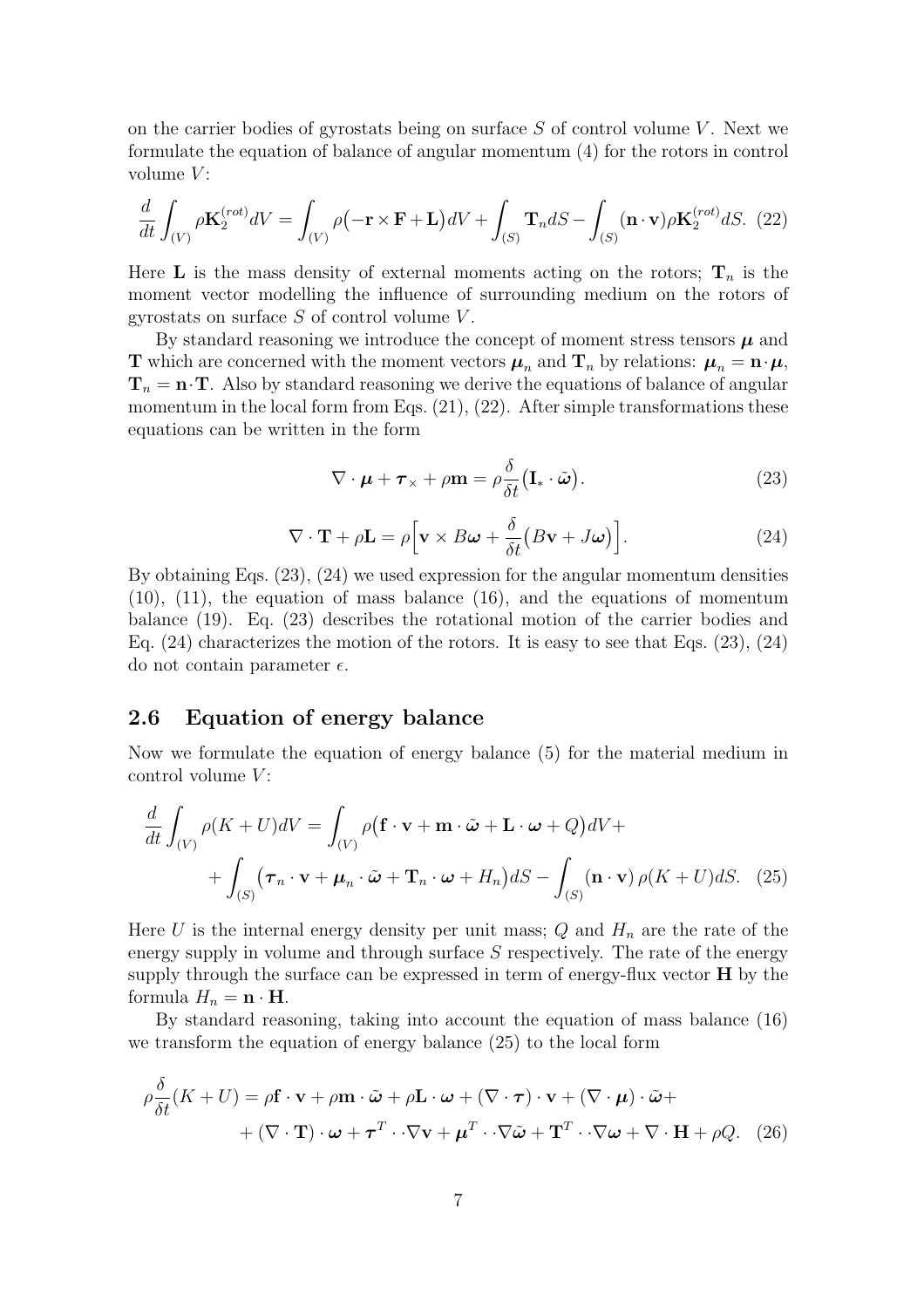on the carrier bodies of gyrostats being on surface $S$ of control volume $V$. Next we formulate the equation of balance of angular momentum (4) for the rotors in control volume $V$:

$$\frac{d}{dt}\int_{(V)} \rho \mathbf{K}_2^{(rot)} dV = \int_{(V)} \rho\big(-\mathbf{r}\times\mathbf{F}+\mathbf{L}\big) dV + \int_{(S)} \mathbf{T}_n dS - \int_{(S)} (\mathbf{n}\cdot\mathbf{v})\rho \mathbf{K}_2^{(rot)} dS. \quad (22)$$

Here $\mathbf{L}$ is the mass density of external moments acting on the rotors; $\mathbf{T}_n$ is the moment vector modelling the influence of surrounding medium on the rotors of gyrostats on surface $S$ of control volume $V$.

By standard reasoning we introduce the concept of moment stress tensors $\boldsymbol{\mu}$ and $\mathbf{T}$ which are concerned with the moment vectors $\boldsymbol{\mu}_n$ and $\mathbf{T}_n$ by relations: $\boldsymbol{\mu}_n = \mathbf{n}\cdot\boldsymbol{\mu}$, $\mathbf{T}_n = \mathbf{n}\cdot\mathbf{T}$. Also by standard reasoning we derive the equations of balance of angular momentum in the local form from Eqs. (21), (22). After simple transformations these equations can be written in the form

$$\nabla\cdot\boldsymbol{\mu} + \boldsymbol{\tau}_\times + \rho\mathbf{m} = \rho\frac{\delta}{\delta t}\big(\mathbf{I}_*\cdot\tilde{\boldsymbol{\omega}}\big). \quad (23)$$

$$\nabla\cdot\mathbf{T} + \rho\mathbf{L} = \rho\Big[\mathbf{v}\times B\boldsymbol{\omega} + \frac{\delta}{\delta t}\big(B\mathbf{v} + J\boldsymbol{\omega}\big)\Big]. \quad (24)$$

By obtaining Eqs. (23), (24) we used expression for the angular momentum densities (10), (11), the equation of mass balance (16), and the equations of momentum balance (19). Eq. (23) describes the rotational motion of the carrier bodies and Eq. (24) characterizes the motion of the rotors. It is easy to see that Eqs. (23), (24) do not contain parameter $\epsilon$.

## 2.6 Equation of energy balance

Now we formulate the equation of energy balance (5) for the material medium in control volume $V$:

$$\frac{d}{dt}\int_{(V)} \rho(K+U) dV = \int_{(V)} \rho\big(\mathbf{f}\cdot\mathbf{v} + \mathbf{m}\cdot\tilde{\boldsymbol{\omega}} + \mathbf{L}\cdot\boldsymbol{\omega} + Q\big) dV + \\ + \int_{(S)} \big(\boldsymbol{\tau}_n\cdot\mathbf{v} + \boldsymbol{\mu}_n\cdot\tilde{\boldsymbol{\omega}} + \mathbf{T}_n\cdot\boldsymbol{\omega} + H_n\big) dS - \int_{(S)} (\mathbf{n}\cdot\mathbf{v})\,\rho(K+U) dS. \quad (25)$$

Here $U$ is the internal energy density per unit mass; $Q$ and $H_n$ are the rate of the energy supply in volume and through surface $S$ respectively. The rate of the energy supply through the surface can be expressed in term of energy-flux vector $\mathbf{H}$ by the formula $H_n = \mathbf{n}\cdot\mathbf{H}$.

By standard reasoning, taking into account the equation of mass balance (16) we transform the equation of energy balance (25) to the local form

$$\rho\frac{\delta}{\delta t}(K+U) = \rho\mathbf{f}\cdot\mathbf{v} + \rho\mathbf{m}\cdot\tilde{\boldsymbol{\omega}} + \rho\mathbf{L}\cdot\boldsymbol{\omega} + (\nabla\cdot\boldsymbol{\tau})\cdot\mathbf{v} + (\nabla\cdot\boldsymbol{\mu})\cdot\tilde{\boldsymbol{\omega}} + \\ + (\nabla\cdot\mathbf{T})\cdot\boldsymbol{\omega} + \boldsymbol{\tau}^T\cdot\cdot\nabla\mathbf{v} + \boldsymbol{\mu}^T\cdot\cdot\nabla\tilde{\boldsymbol{\omega}} + \mathbf{T}^T\cdot\cdot\nabla\boldsymbol{\omega} + \nabla\cdot\mathbf{H} + \rho Q. \quad (26)$$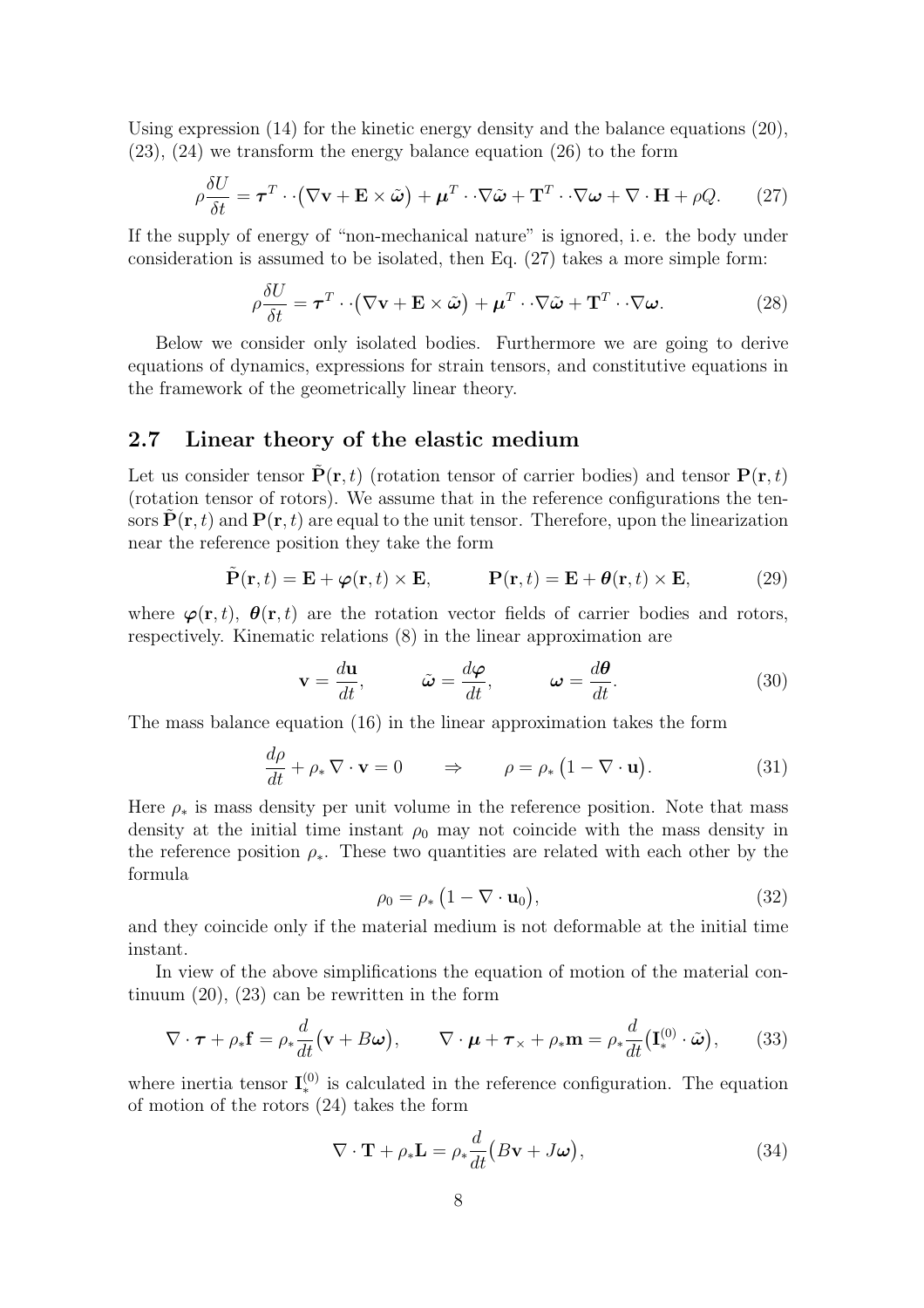Using expression (14) for the kinetic energy density and the balance equations (20), (23), (24) we transform the energy balance equation (26) to the form

$$\rho \frac{\delta U}{\delta t} = \boldsymbol{\tau}^T \cdot\cdot \big(\nabla \mathbf{v} + \mathbf{E} \times \tilde{\boldsymbol{\omega}}\big) + \boldsymbol{\mu}^T \cdot\cdot \nabla \tilde{\boldsymbol{\omega}} + \mathbf{T}^T \cdot\cdot \nabla \boldsymbol{\omega} + \nabla \cdot \mathbf{H} + \rho Q. \qquad (27)$$

If the supply of energy of "non-mechanical nature" is ignored, i. e. the body under consideration is assumed to be isolated, then Eq. (27) takes a more simple form:

$$\rho \frac{\delta U}{\delta t} = \boldsymbol{\tau}^T \cdot\cdot \big(\nabla \mathbf{v} + \mathbf{E} \times \tilde{\boldsymbol{\omega}}\big) + \boldsymbol{\mu}^T \cdot\cdot \nabla \tilde{\boldsymbol{\omega}} + \mathbf{T}^T \cdot\cdot \nabla \boldsymbol{\omega}. \qquad (28)$$

Below we consider only isolated bodies. Furthermore we are going to derive equations of dynamics, expressions for strain tensors, and constitutive equations in the framework of the geometrically linear theory.

## 2.7 Linear theory of the elastic medium

Let us consider tensor $\tilde{\mathbf{P}}(\mathbf{r}, t)$ (rotation tensor of carrier bodies) and tensor $\mathbf{P}(\mathbf{r}, t)$ (rotation tensor of rotors). We assume that in the reference configurations the tensors $\tilde{\mathbf{P}}(\mathbf{r}, t)$ and $\mathbf{P}(\mathbf{r}, t)$ are equal to the unit tensor. Therefore, upon the linearization near the reference position they take the form

$$\tilde{\mathbf{P}}(\mathbf{r}, t) = \mathbf{E} + \boldsymbol{\varphi}(\mathbf{r}, t) \times \mathbf{E}, \qquad \mathbf{P}(\mathbf{r}, t) = \mathbf{E} + \boldsymbol{\theta}(\mathbf{r}, t) \times \mathbf{E}, \qquad (29)$$

where $\boldsymbol{\varphi}(\mathbf{r}, t)$, $\boldsymbol{\theta}(\mathbf{r}, t)$ are the rotation vector fields of carrier bodies and rotors, respectively. Kinematic relations (8) in the linear approximation are

$$\mathbf{v} = \frac{d\mathbf{u}}{dt}, \qquad \tilde{\boldsymbol{\omega}} = \frac{d\boldsymbol{\varphi}}{dt}, \qquad \boldsymbol{\omega} = \frac{d\boldsymbol{\theta}}{dt}. \qquad (30)$$

The mass balance equation (16) in the linear approximation takes the form

$$\frac{d\rho}{dt} + \rho_* \nabla \cdot \mathbf{v} = 0 \qquad \Rightarrow \qquad \rho = \rho_* \big(1 - \nabla \cdot \mathbf{u}\big). \qquad (31)$$

Here $\rho_*$ is mass density per unit volume in the reference position. Note that mass density at the initial time instant $\rho_0$ may not coincide with the mass density in the reference position $\rho_*$. These two quantities are related with each other by the formula

$$\rho_0 = \rho_* \big(1 - \nabla \cdot \mathbf{u}_0\big), \qquad (32)$$

and they coincide only if the material medium is not deformable at the initial time instant.

In view of the above simplifications the equation of motion of the material continuum (20), (23) can be rewritten in the form

$$\nabla \cdot \boldsymbol{\tau} + \rho_* \mathbf{f} = \rho_* \frac{d}{dt}\big(\mathbf{v} + B\boldsymbol{\omega}\big), \qquad \nabla \cdot \boldsymbol{\mu} + \boldsymbol{\tau}_\times + \rho_* \mathbf{m} = \rho_* \frac{d}{dt}\big(\mathbf{I}_*^{(0)} \cdot \tilde{\boldsymbol{\omega}}\big), \qquad (33)$$

where inertia tensor $\mathbf{I}_*^{(0)}$ is calculated in the reference configuration. The equation of motion of the rotors (24) takes the form

$$\nabla \cdot \mathbf{T} + \rho_* \mathbf{L} = \rho_* \frac{d}{dt}\big(B\mathbf{v} + J\boldsymbol{\omega}\big), \qquad (34)$$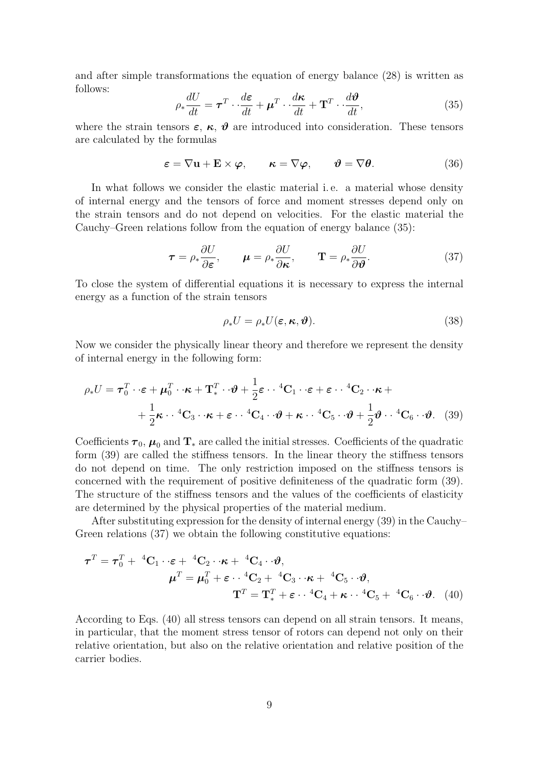and after simple transformations the equation of energy balance (28) is written as follows:

$$\rho_* \frac{dU}{dt} = \boldsymbol{\tau}^T \cdot\cdot \frac{d\boldsymbol{\varepsilon}}{dt} + \boldsymbol{\mu}^T \cdot\cdot \frac{d\boldsymbol{\kappa}}{dt} + \mathbf{T}^T \cdot\cdot \frac{d\boldsymbol{\vartheta}}{dt}, \tag{35}$$

where the strain tensors $\boldsymbol{\varepsilon}$, $\boldsymbol{\kappa}$, $\boldsymbol{\vartheta}$ are introduced into consideration. These tensors are calculated by the formulas

$$\boldsymbol{\varepsilon} = \nabla \mathbf{u} + \mathbf{E} \times \boldsymbol{\varphi}, \qquad \boldsymbol{\kappa} = \nabla \boldsymbol{\varphi}, \qquad \boldsymbol{\vartheta} = \nabla \boldsymbol{\theta}. \tag{36}$$

In what follows we consider the elastic material i. e. a material whose density of internal energy and the tensors of force and moment stresses depend only on the strain tensors and do not depend on velocities. For the elastic material the Cauchy–Green relations follow from the equation of energy balance (35):

$$\boldsymbol{\tau} = \rho_* \frac{\partial U}{\partial \boldsymbol{\varepsilon}}, \qquad \boldsymbol{\mu} = \rho_* \frac{\partial U}{\partial \boldsymbol{\kappa}}, \qquad \mathbf{T} = \rho_* \frac{\partial U}{\partial \boldsymbol{\vartheta}}. \tag{37}$$

To close the system of differential equations it is necessary to express the internal energy as a function of the strain tensors

$$\rho_* U = \rho_* U(\boldsymbol{\varepsilon}, \boldsymbol{\kappa}, \boldsymbol{\vartheta}). \tag{38}$$

Now we consider the physically linear theory and therefore we represent the density of internal energy in the following form:

$$\begin{aligned}
\rho_* U = \boldsymbol{\tau}_0^T \cdot\cdot \boldsymbol{\varepsilon} + \boldsymbol{\mu}_0^T \cdot\cdot \boldsymbol{\kappa} + \mathbf{T}_*^T \cdot\cdot \boldsymbol{\vartheta} + \frac{1}{2} \boldsymbol{\varepsilon} \cdot\cdot {}^4\mathbf{C}_1 \cdot\cdot \boldsymbol{\varepsilon} + \boldsymbol{\varepsilon} \cdot\cdot {}^4\mathbf{C}_2 \cdot\cdot \boldsymbol{\kappa} + \\
+ \frac{1}{2} \boldsymbol{\kappa} \cdot\cdot {}^4\mathbf{C}_3 \cdot\cdot \boldsymbol{\kappa} + \boldsymbol{\varepsilon} \cdot\cdot {}^4\mathbf{C}_4 \cdot\cdot \boldsymbol{\vartheta} + \boldsymbol{\kappa} \cdot\cdot {}^4\mathbf{C}_5 \cdot\cdot \boldsymbol{\vartheta} + \frac{1}{2} \boldsymbol{\vartheta} \cdot\cdot {}^4\mathbf{C}_6 \cdot\cdot \boldsymbol{\vartheta}.
\end{aligned} \tag{39}$$

Coefficients $\boldsymbol{\tau}_0$, $\boldsymbol{\mu}_0$ and $\mathbf{T}_*$ are called the initial stresses. Coefficients of the quadratic form (39) are called the stiffness tensors. In the linear theory the stiffness tensors do not depend on time. The only restriction imposed on the stiffness tensors is concerned with the requirement of positive definiteness of the quadratic form (39). The structure of the stiffness tensors and the values of the coefficients of elasticity are determined by the physical properties of the material medium.

After substituting expression for the density of internal energy (39) in the Cauchy–Green relations (37) we obtain the following constitutive equations:

$$\begin{aligned}
\boldsymbol{\tau}^T &= \boldsymbol{\tau}_0^T + {}^4\mathbf{C}_1 \cdot\cdot \boldsymbol{\varepsilon} + {}^4\mathbf{C}_2 \cdot\cdot \boldsymbol{\kappa} + {}^4\mathbf{C}_4 \cdot\cdot \boldsymbol{\vartheta}, \\
\boldsymbol{\mu}^T &= \boldsymbol{\mu}_0^T + \boldsymbol{\varepsilon} \cdot\cdot {}^4\mathbf{C}_2 + {}^4\mathbf{C}_3 \cdot\cdot \boldsymbol{\kappa} + {}^4\mathbf{C}_5 \cdot\cdot \boldsymbol{\vartheta}, \\
\mathbf{T}^T &= \mathbf{T}_*^T + \boldsymbol{\varepsilon} \cdot\cdot {}^4\mathbf{C}_4 + \boldsymbol{\kappa} \cdot\cdot {}^4\mathbf{C}_5 + {}^4\mathbf{C}_6 \cdot\cdot \boldsymbol{\vartheta}.
\end{aligned} \tag{40}$$

According to Eqs. (40) all stress tensors can depend on all strain tensors. It means, in particular, that the moment stress tensor of rotors can depend not only on their relative orientation, but also on the relative orientation and relative position of the carrier bodies.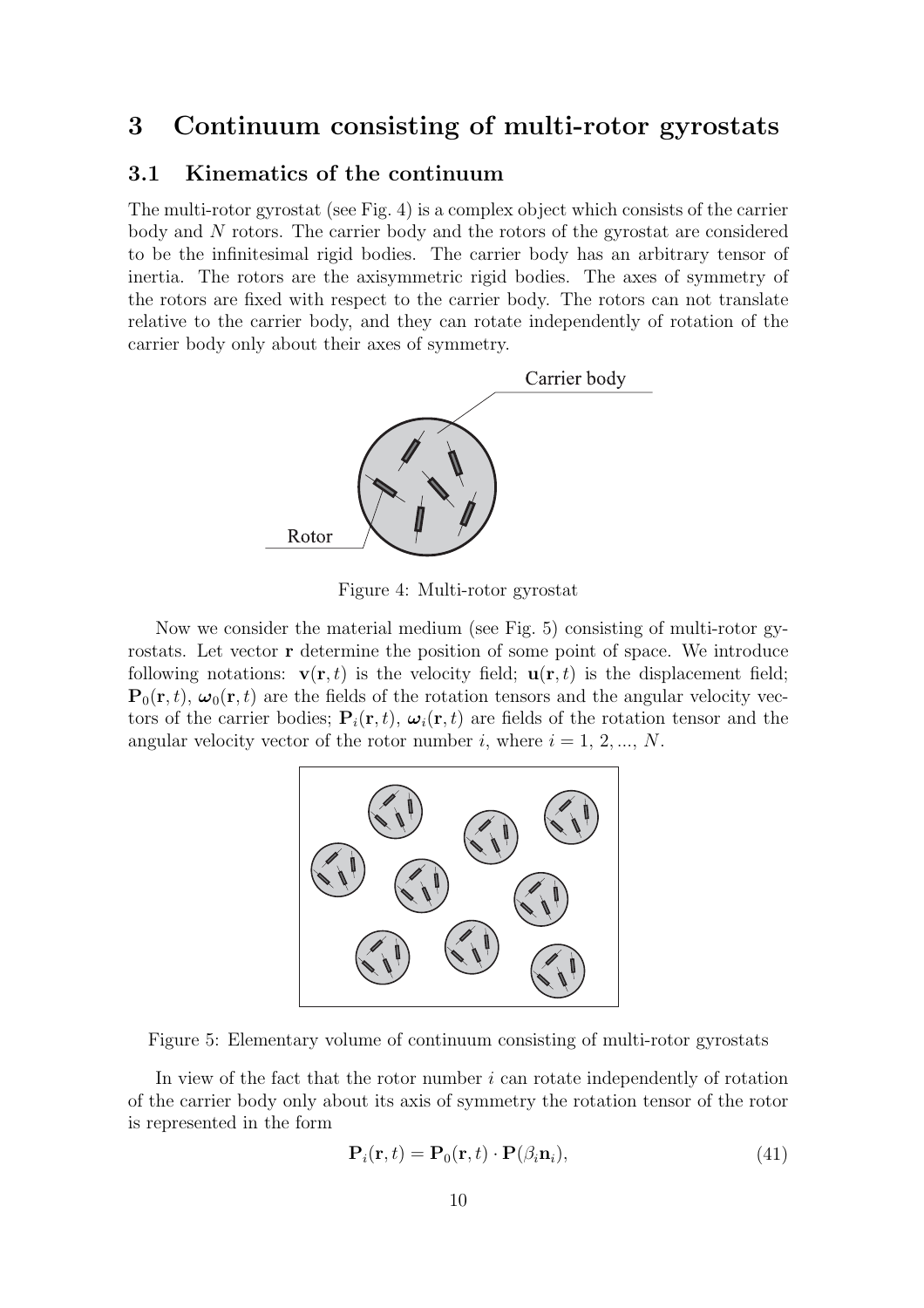# 3 Continuum consisting of multi-rotor gyrostats

## 3.1 Kinematics of the continuum

The multi-rotor gyrostat (see Fig. 4) is a complex object which consists of the carrier body and $N$ rotors. The carrier body and the rotors of the gyrostat are considered to be the infinitesimal rigid bodies. The carrier body has an arbitrary tensor of inertia. The rotors are the axisymmetric rigid bodies. The axes of symmetry of the rotors are fixed with respect to the carrier body. The rotors can not translate relative to the carrier body, and they can rotate independently of rotation of the carrier body only about their axes of symmetry.

Figure 4: Multi-rotor gyrostat

Now we consider the material medium (see Fig. 5) consisting of multi-rotor gyrostats. Let vector $\mathbf{r}$ determine the position of some point of space. We introduce following notations: $\mathbf{v}(\mathbf{r}, t)$ is the velocity field; $\mathbf{u}(\mathbf{r}, t)$ is the displacement field; $\mathbf{P}_0(\mathbf{r}, t)$, $\boldsymbol{\omega}_0(\mathbf{r}, t)$ are the fields of the rotation tensors and the angular velocity vectors of the carrier bodies; $\mathbf{P}_i(\mathbf{r}, t)$, $\boldsymbol{\omega}_i(\mathbf{r}, t)$ are fields of the rotation tensor and the angular velocity vector of the rotor number $i$, where $i = 1, 2, ..., N$.

Figure 5: Elementary volume of continuum consisting of multi-rotor gyrostats

In view of the fact that the rotor number $i$ can rotate independently of rotation of the carrier body only about its axis of symmetry the rotation tensor of the rotor is represented in the form

$$\mathbf{P}_i(\mathbf{r}, t) = \mathbf{P}_0(\mathbf{r}, t) \cdot \mathbf{P}(\beta_i \mathbf{n}_i), \tag{41}$$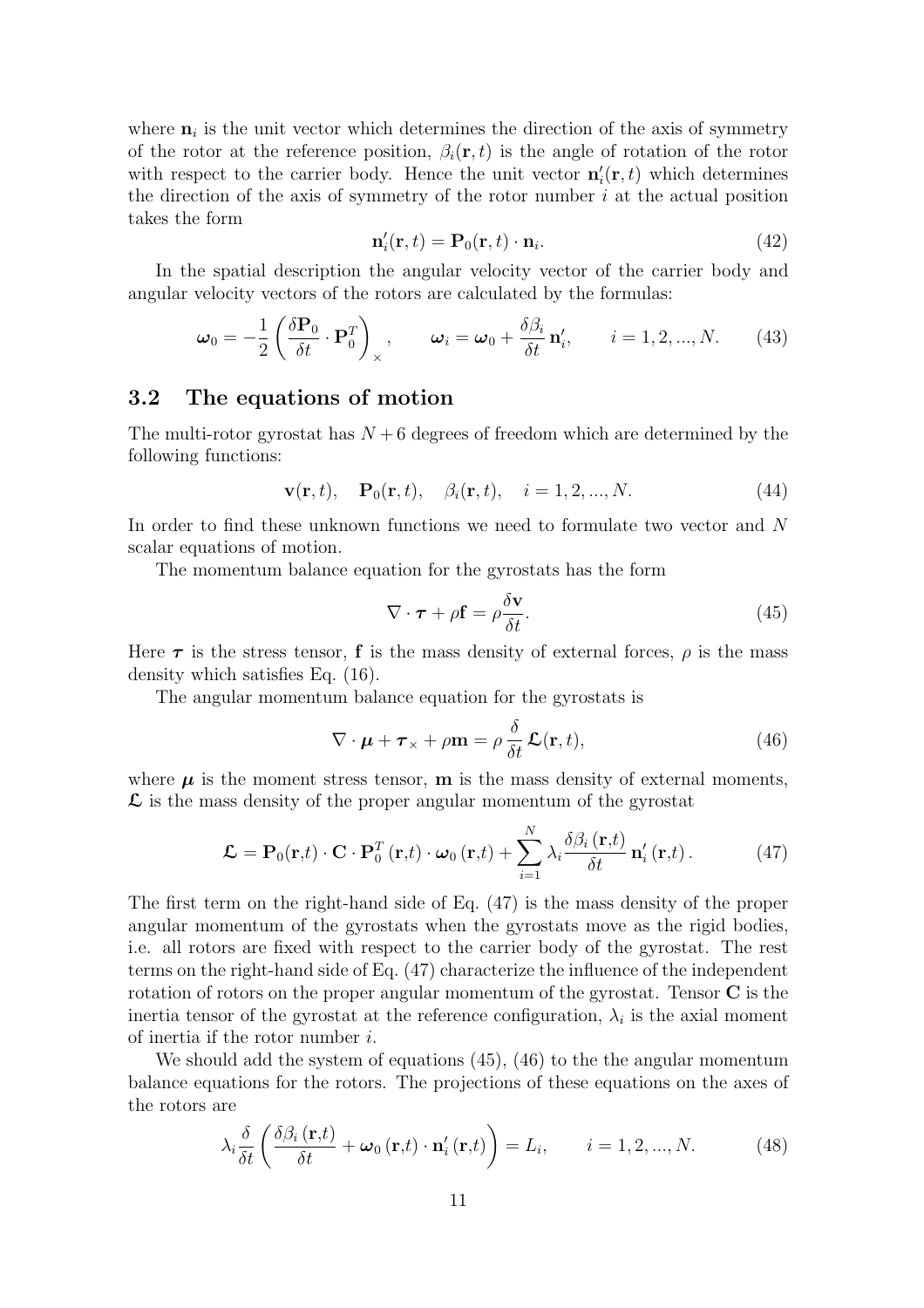where $\mathbf{n}_i$ is the unit vector which determines the direction of the axis of symmetry of the rotor at the reference position, $\beta_i(\mathbf{r}, t)$ is the angle of rotation of the rotor with respect to the carrier body. Hence the unit vector $\mathbf{n}'_i(\mathbf{r}, t)$ which determines the direction of the axis of symmetry of the rotor number $i$ at the actual position takes the form

$$\mathbf{n}'_i(\mathbf{r}, t) = \mathbf{P}_0(\mathbf{r}, t) \cdot \mathbf{n}_i. \tag{42}$$

In the spatial description the angular velocity vector of the carrier body and angular velocity vectors of the rotors are calculated by the formulas:

$$\boldsymbol{\omega}_0 = -\frac{1}{2}\left(\frac{\delta \mathbf{P}_0}{\delta t} \cdot \mathbf{P}_0^T\right)_{\times}, \qquad \boldsymbol{\omega}_i = \boldsymbol{\omega}_0 + \frac{\delta \beta_i}{\delta t}\,\mathbf{n}'_i, \qquad i = 1, 2, ..., N. \tag{43}$$

### 3.2 The equations of motion

The multi-rotor gyrostat has $N + 6$ degrees of freedom which are determined by the following functions:

$$\mathbf{v}(\mathbf{r}, t), \quad \mathbf{P}_0(\mathbf{r}, t), \quad \beta_i(\mathbf{r}, t), \quad i = 1, 2, ..., N. \tag{44}$$

In order to find these unknown functions we need to formulate two vector and $N$ scalar equations of motion.

The momentum balance equation for the gyrostats has the form

$$\nabla \cdot \boldsymbol{\tau} + \rho \mathbf{f} = \rho \frac{\delta \mathbf{v}}{\delta t}. \tag{45}$$

Here $\boldsymbol{\tau}$ is the stress tensor, $\mathbf{f}$ is the mass density of external forces, $\rho$ is the mass density which satisfies Eq. (16).

The angular momentum balance equation for the gyrostats is

$$\nabla \cdot \boldsymbol{\mu} + \boldsymbol{\tau}_{\times} + \rho \mathbf{m} = \rho \frac{\delta}{\delta t}\,\boldsymbol{\mathcal{L}}(\mathbf{r}, t), \tag{46}$$

where $\boldsymbol{\mu}$ is the moment stress tensor, $\mathbf{m}$ is the mass density of external moments, $\boldsymbol{\mathcal{L}}$ is the mass density of the proper angular momentum of the gyrostat

$$\boldsymbol{\mathcal{L}} = \mathbf{P}_0(\mathbf{r},t) \cdot \mathbf{C} \cdot \mathbf{P}_0^T(\mathbf{r},t) \cdot \boldsymbol{\omega}_0(\mathbf{r},t) + \sum_{i=1}^{N} \lambda_i \frac{\delta \beta_i(\mathbf{r},t)}{\delta t}\,\mathbf{n}'_i(\mathbf{r},t). \tag{47}$$

The first term on the right-hand side of Eq. (47) is the mass density of the proper angular momentum of the gyrostats when the gyrostats move as the rigid bodies, i.e. all rotors are fixed with respect to the carrier body of the gyrostat. The rest terms on the right-hand side of Eq. (47) characterize the influence of the independent rotation of rotors on the proper angular momentum of the gyrostat. Tensor $\mathbf{C}$ is the inertia tensor of the gyrostat at the reference configuration, $\lambda_i$ is the axial moment of inertia if the rotor number $i$.

We should add the system of equations (45), (46) to the the angular momentum balance equations for the rotors. The projections of these equations on the axes of the rotors are

$$\lambda_i \frac{\delta}{\delta t}\left(\frac{\delta \beta_i(\mathbf{r},t)}{\delta t} + \boldsymbol{\omega}_0(\mathbf{r},t) \cdot \mathbf{n}'_i(\mathbf{r},t)\right) = L_i, \qquad i = 1, 2, ..., N. \tag{48}$$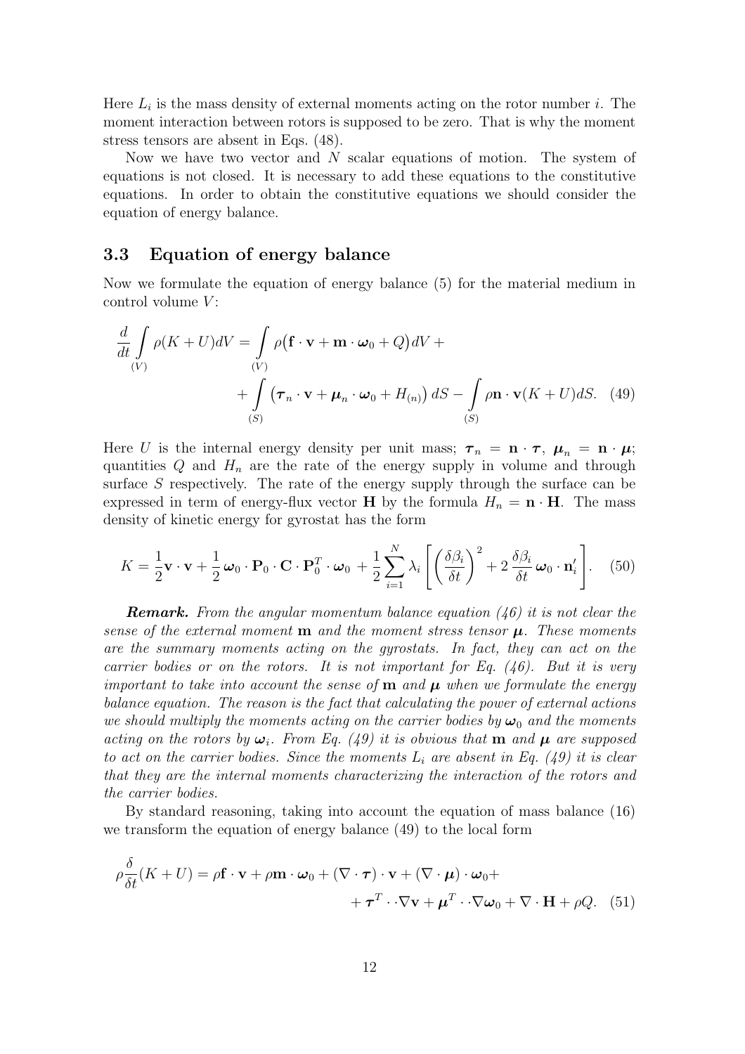Here $L_i$ is the mass density of external moments acting on the rotor number $i$. The moment interaction between rotors is supposed to be zero. That is why the moment stress tensors are absent in Eqs. (48).

Now we have two vector and $N$ scalar equations of motion. The system of equations is not closed. It is necessary to add these equations to the constitutive equations. In order to obtain the constitutive equations we should consider the equation of energy balance.

### 3.3 Equation of energy balance

Now we formulate the equation of energy balance (5) for the material medium in control volume $V$:

$$\frac{d}{dt}\int\limits_{(V)} \rho(K+U)dV = \int\limits_{(V)} \rho\big(\mathbf{f}\cdot\mathbf{v} + \mathbf{m}\cdot\boldsymbol{\omega}_0 + Q\big)dV + \\ + \int\limits_{(S)} \big(\boldsymbol{\tau}_n\cdot\mathbf{v} + \boldsymbol{\mu}_n\cdot\boldsymbol{\omega}_0 + H_{(n)}\big)\,dS - \int\limits_{(S)} \rho\mathbf{n}\cdot\mathbf{v}(K+U)dS. \quad (49)$$

Here $U$ is the internal energy density per unit mass; $\boldsymbol{\tau}_n = \mathbf{n}\cdot\boldsymbol{\tau}$, $\boldsymbol{\mu}_n = \mathbf{n}\cdot\boldsymbol{\mu}$; quantities $Q$ and $H_n$ are the rate of the energy supply in volume and through surface $S$ respectively. The rate of the energy supply through the surface can be expressed in term of energy-flux vector $\mathbf{H}$ by the formula $H_n = \mathbf{n}\cdot\mathbf{H}$. The mass density of kinetic energy for gyrostat has the form

$$K = \frac{1}{2}\mathbf{v}\cdot\mathbf{v} + \frac{1}{2}\,\boldsymbol{\omega}_0\cdot\mathbf{P}_0\cdot\mathbf{C}\cdot\mathbf{P}_0^T\cdot\boldsymbol{\omega}_0 + \frac{1}{2}\sum_{i=1}^{N}\lambda_i\left[\left(\frac{\delta\beta_i}{\delta t}\right)^2 + 2\,\frac{\delta\beta_i}{\delta t}\,\boldsymbol{\omega}_0\cdot\mathbf{n}'_i\right]. \quad (50)$$

***Remark.*** *From the angular momentum balance equation (46) it is not clear the sense of the external moment* $\mathbf{m}$ *and the moment stress tensor* $\boldsymbol{\mu}$. *These moments are the summary moments acting on the gyrostats. In fact, they can act on the carrier bodies or on the rotors. It is not important for Eq. (46). But it is very important to take into account the sense of* $\mathbf{m}$ *and* $\boldsymbol{\mu}$ *when we formulate the energy balance equation. The reason is the fact that calculating the power of external actions we should multiply the moments acting on the carrier bodies by* $\boldsymbol{\omega}_0$ *and the moments acting on the rotors by* $\boldsymbol{\omega}_i$. *From Eq. (49) it is obvious that* $\mathbf{m}$ *and* $\boldsymbol{\mu}$ *are supposed to act on the carrier bodies. Since the moments* $L_i$ *are absent in Eq. (49) it is clear that they are the internal moments characterizing the interaction of the rotors and the carrier bodies.*

By standard reasoning, taking into account the equation of mass balance (16) we transform the equation of energy balance (49) to the local form

$$\rho\frac{\delta}{\delta t}(K+U) = \rho\mathbf{f}\cdot\mathbf{v} + \rho\mathbf{m}\cdot\boldsymbol{\omega}_0 + (\nabla\cdot\boldsymbol{\tau})\cdot\mathbf{v} + (\nabla\cdot\boldsymbol{\mu})\cdot\boldsymbol{\omega}_0 + \\ + \boldsymbol{\tau}^T\cdot\cdot\nabla\mathbf{v} + \boldsymbol{\mu}^T\cdot\cdot\nabla\boldsymbol{\omega}_0 + \nabla\cdot\mathbf{H} + \rho Q. \quad (51)$$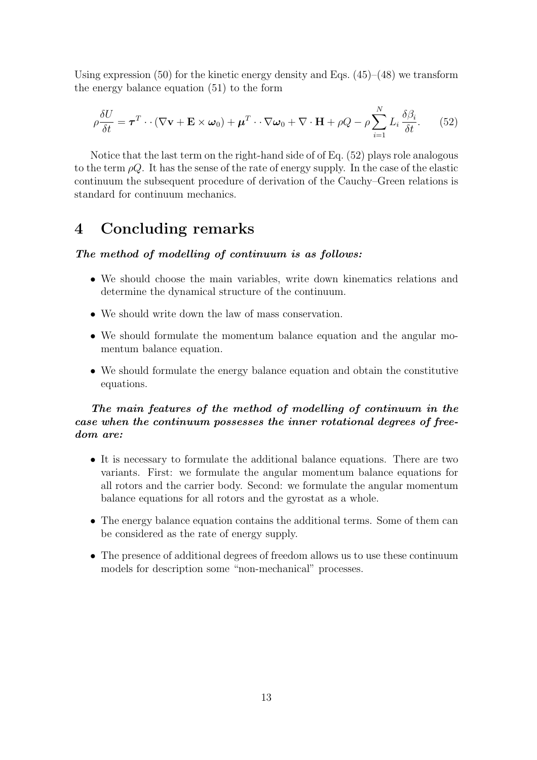Using expression (50) for the kinetic energy density and Eqs. (45)–(48) we transform the energy balance equation (51) to the form

$$\rho \frac{\delta U}{\delta t} = \boldsymbol{\tau}^T \cdot\cdot (\nabla \mathbf{v} + \mathbf{E} \times \boldsymbol{\omega}_0) + \boldsymbol{\mu}^T \cdot\cdot \nabla \boldsymbol{\omega}_0 + \nabla \cdot \mathbf{H} + \rho Q - \rho \sum_{i=1}^{N} L_i \frac{\delta \beta_i}{\delta t}. \qquad (52)$$

Notice that the last term on the right-hand side of of Eq. (52) plays role analogous to the term $\rho Q$. It has the sense of the rate of energy supply. In the case of the elastic continuum the subsequent procedure of derivation of the Cauchy–Green relations is standard for continuum mechanics.

## 4 Concluding remarks

***The method of modelling of continuum is as follows:***

- We should choose the main variables, write down kinematics relations and determine the dynamical structure of the continuum.
- We should write down the law of mass conservation.
- We should formulate the momentum balance equation and the angular momentum balance equation.
- We should formulate the energy balance equation and obtain the constitutive equations.

***The main features of the method of modelling of continuum in the case when the continuum possesses the inner rotational degrees of freedom are:***

- It is necessary to formulate the additional balance equations. There are two variants. First: we formulate the angular momentum balance equations for all rotors and the carrier body. Second: we formulate the angular momentum balance equations for all rotors and the gyrostat as a whole.
- The energy balance equation contains the additional terms. Some of them can be considered as the rate of energy supply.
- The presence of additional degrees of freedom allows us to use these continuum models for description some "non-mechanical" processes.